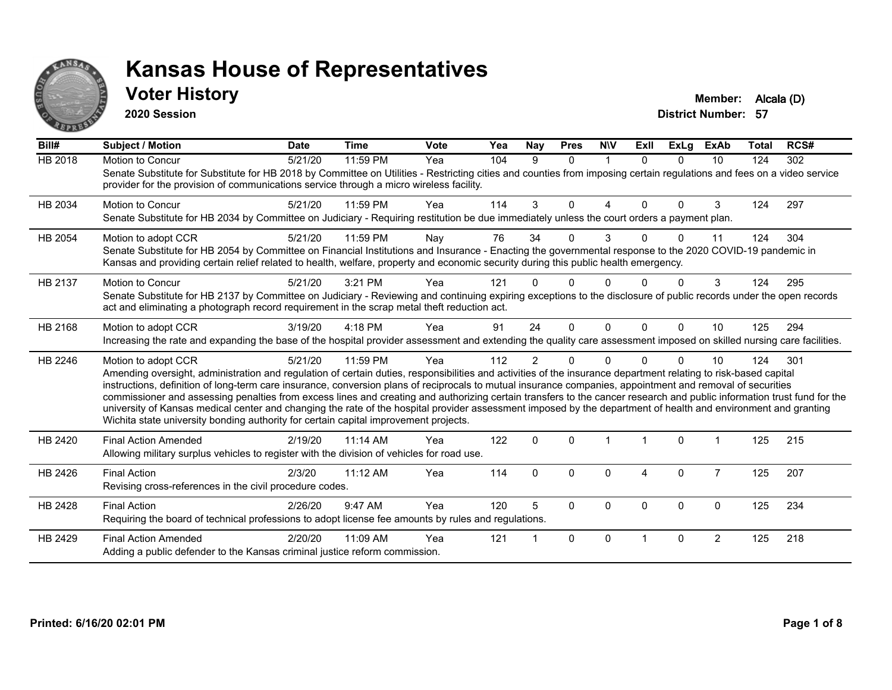# Kansas House of Representatives

## Voter History

**2020 Session**

**Member:** Alcala (D)

**District Number:** 57

| Bill# | Subject / Motion | Date | Time | Vote | Yea | Nay | Pres | N\V | ExII | ExLg | ExAb | Total | RCS# |
|---|---|---|---|---|---|---|---|---|---|---|---|---|---|
| HB 2018 | Motion to Concur | 5/21/20 | 11:59 PM | Yea | 104 | 9 | 0 | 1 | 0 | 0 | 10 | 124 | 302 |
| | Senate Substitute for Substitute for HB 2018 by Committee on Utilities - Restricting cities and counties from imposing certain regulations and fees on a video service provider for the provision of communications service through a micro wireless facility. | | | | | | | | | | | | |
| HB 2034 | Motion to Concur | 5/21/20 | 11:59 PM | Yea | 114 | 3 | 0 | 4 | 0 | 0 | 3 | 124 | 297 |
| | Senate Substitute for HB 2034 by Committee on Judiciary - Requiring restitution be due immediately unless the court orders a payment plan. | | | | | | | | | | | | |
| HB 2054 | Motion to adopt CCR | 5/21/20 | 11:59 PM | Nay | 76 | 34 | 0 | 3 | 0 | 0 | 11 | 124 | 304 |
| | Senate Substitute for HB 2054 by Committee on Financial Institutions and Insurance - Enacting the governmental response to the 2020 COVID-19 pandemic in Kansas and providing certain relief related to health, welfare, property and economic security during this public health emergency. | | | | | | | | | | | | |
| HB 2137 | Motion to Concur | 5/21/20 | 3:21 PM | Yea | 121 | 0 | 0 | 0 | 0 | 0 | 3 | 124 | 295 |
| | Senate Substitute for HB 2137 by Committee on Judiciary - Reviewing and continuing expiring exceptions to the disclosure of public records under the open records act and eliminating a photograph record requirement in the scrap metal theft reduction act. | | | | | | | | | | | | |
| HB 2168 | Motion to adopt CCR | 3/19/20 | 4:18 PM | Yea | 91 | 24 | 0 | 0 | 0 | 0 | 10 | 125 | 294 |
| | Increasing the rate and expanding the base of the hospital provider assessment and extending the quality care assessment imposed on skilled nursing care facilities. | | | | | | | | | | | | |
| HB 2246 | Motion to adopt CCR | 5/21/20 | 11:59 PM | Yea | 112 | 2 | 0 | 0 | 0 | 0 | 10 | 124 | 301 |
| | Amending oversight, administration and regulation of certain duties, responsibilities and activities of the insurance department relating to risk-based capital instructions, definition of long-term care insurance, conversion plans of reciprocals to mutual insurance companies, appointment and removal of securities commissioner and assessing penalties from excess lines and creating and authorizing certain transfers to the cancer research and public information trust fund for the university of Kansas medical center and changing the rate of the hospital provider assessment imposed by the department of health and environment and granting Wichita state university bonding authority for certain capital improvement projects. | | | | | | | | | | | | |
| HB 2420 | Final Action Amended | 2/19/20 | 11:14 AM | Yea | 122 | 0 | 0 | 1 | 1 | 0 | 1 | 125 | 215 |
| | Allowing military surplus vehicles to register with the division of vehicles for road use. | | | | | | | | | | | | |
| HB 2426 | Final Action | 2/3/20 | 11:12 AM | Yea | 114 | 0 | 0 | 0 | 4 | 0 | 7 | 125 | 207 |
| | Revising cross-references in the civil procedure codes. | | | | | | | | | | | | |
| HB 2428 | Final Action | 2/26/20 | 9:47 AM | Yea | 120 | 5 | 0 | 0 | 0 | 0 | 0 | 125 | 234 |
| | Requiring the board of technical professions to adopt license fee amounts by rules and regulations. | | | | | | | | | | | | |
| HB 2429 | Final Action Amended | 2/20/20 | 11:09 AM | Yea | 121 | 1 | 0 | 0 | 1 | 0 | 2 | 125 | 218 |
| | Adding a public defender to the Kansas criminal justice reform commission. | | | | | | | | | | | | |

**Printed: 6/16/20 02:01 PM**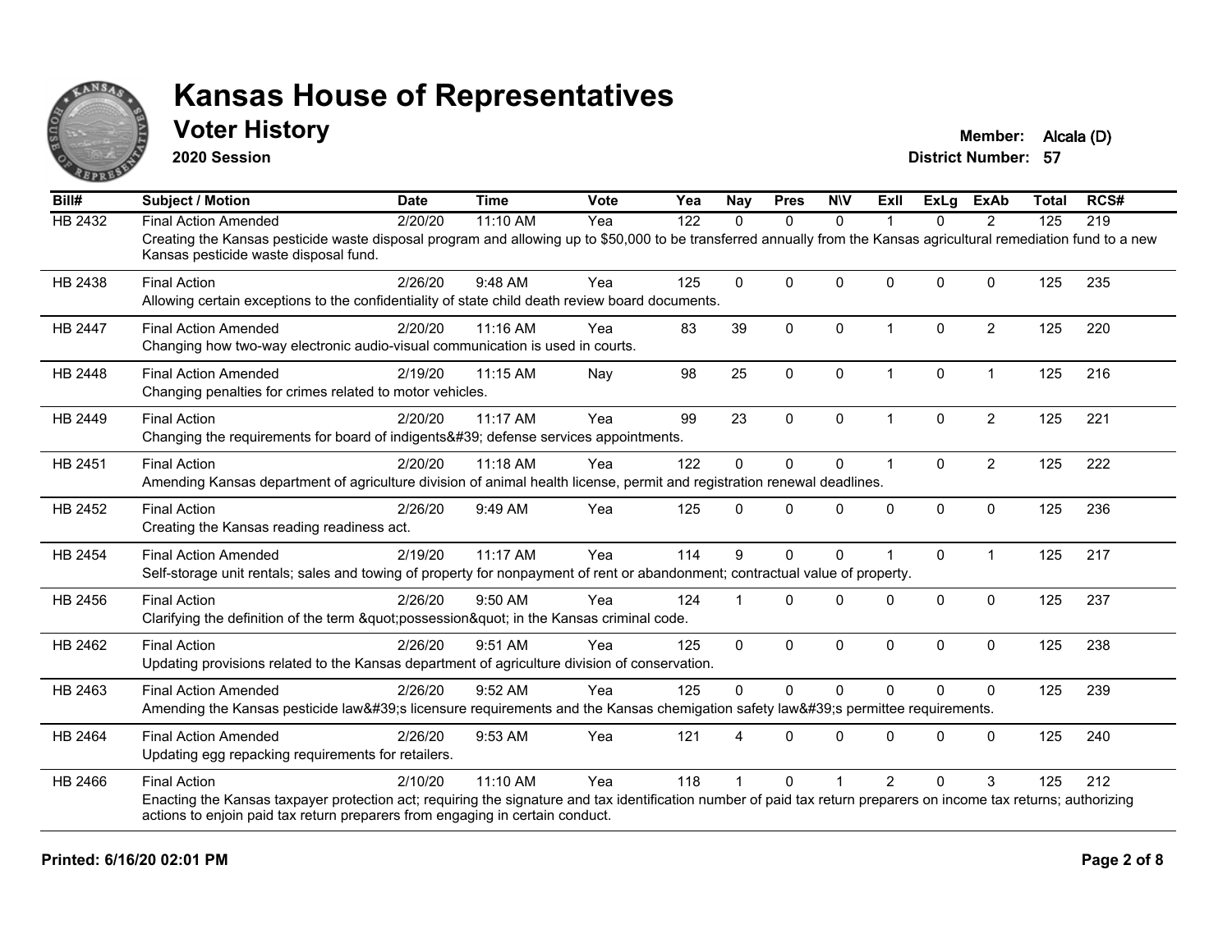# Kansas House of Representatives

## Voter History

**2020 Session**

**Member:** Alcala (D)

**District Number:** 57

| Bill# | Subject / Motion | Date | Time | Vote | Yea | Nay | Pres | N\V | ExII | ExLg | ExAb | Total | RCS# |
|---|---|---|---|---|---|---|---|---|---|---|---|---|---|
| HB 2432 | Final Action Amended | 2/20/20 | 11:10 AM | Yea | 122 | 0 | 0 | 0 | 1 | 0 | 2 | 125 | 219 |
| | Creating the Kansas pesticide waste disposal program and allowing up to $50,000 to be transferred annually from the Kansas agricultural remediation fund to a new Kansas pesticide waste disposal fund. | | | | | | | | | | | | |
| HB 2438 | Final Action | 2/26/20 | 9:48 AM | Yea | 125 | 0 | 0 | 0 | 0 | 0 | 0 | 125 | 235 |
| | Allowing certain exceptions to the confidentiality of state child death review board documents. | | | | | | | | | | | | |
| HB 2447 | Final Action Amended | 2/20/20 | 11:16 AM | Yea | 83 | 39 | 0 | 0 | 1 | 0 | 2 | 125 | 220 |
| | Changing how two-way electronic audio-visual communication is used in courts. | | | | | | | | | | | | |
| HB 2448 | Final Action Amended | 2/19/20 | 11:15 AM | Nay | 98 | 25 | 0 | 0 | 1 | 0 | 1 | 125 | 216 |
| | Changing penalties for crimes related to motor vehicles. | | | | | | | | | | | | |
| HB 2449 | Final Action | 2/20/20 | 11:17 AM | Yea | 99 | 23 | 0 | 0 | 1 | 0 | 2 | 125 | 221 |
| | Changing the requirements for board of indigents&#39; defense services appointments. | | | | | | | | | | | | |
| HB 2451 | Final Action | 2/20/20 | 11:18 AM | Yea | 122 | 0 | 0 | 0 | 1 | 0 | 2 | 125 | 222 |
| | Amending Kansas department of agriculture division of animal health license, permit and registration renewal deadlines. | | | | | | | | | | | | |
| HB 2452 | Final Action | 2/26/20 | 9:49 AM | Yea | 125 | 0 | 0 | 0 | 0 | 0 | 0 | 125 | 236 |
| | Creating the Kansas reading readiness act. | | | | | | | | | | | | |
| HB 2454 | Final Action Amended | 2/19/20 | 11:17 AM | Yea | 114 | 9 | 0 | 0 | 1 | 0 | 1 | 125 | 217 |
| | Self-storage unit rentals; sales and towing of property for nonpayment of rent or abandonment; contractual value of property. | | | | | | | | | | | | |
| HB 2456 | Final Action | 2/26/20 | 9:50 AM | Yea | 124 | 1 | 0 | 0 | 0 | 0 | 0 | 125 | 237 |
| | Clarifying the definition of the term &quot;possession&quot; in the Kansas criminal code. | | | | | | | | | | | | |
| HB 2462 | Final Action | 2/26/20 | 9:51 AM | Yea | 125 | 0 | 0 | 0 | 0 | 0 | 0 | 125 | 238 |
| | Updating provisions related to the Kansas department of agriculture division of conservation. | | | | | | | | | | | | |
| HB 2463 | Final Action Amended | 2/26/20 | 9:52 AM | Yea | 125 | 0 | 0 | 0 | 0 | 0 | 0 | 125 | 239 |
| | Amending the Kansas pesticide law&#39;s licensure requirements and the Kansas chemigation safety law&#39;s permittee requirements. | | | | | | | | | | | | |
| HB 2464 | Final Action Amended | 2/26/20 | 9:53 AM | Yea | 121 | 4 | 0 | 0 | 0 | 0 | 0 | 125 | 240 |
| | Updating egg repacking requirements for retailers. | | | | | | | | | | | | |
| HB 2466 | Final Action | 2/10/20 | 11:10 AM | Yea | 118 | 1 | 0 | 1 | 2 | 0 | 3 | 125 | 212 |
| | Enacting the Kansas taxpayer protection act; requiring the signature and tax identification number of paid tax return preparers on income tax returns; authorizing actions to enjoin paid tax return preparers from engaging in certain conduct. | | | | | | | | | | | | |

**Printed: 6/16/20 02:01 PM**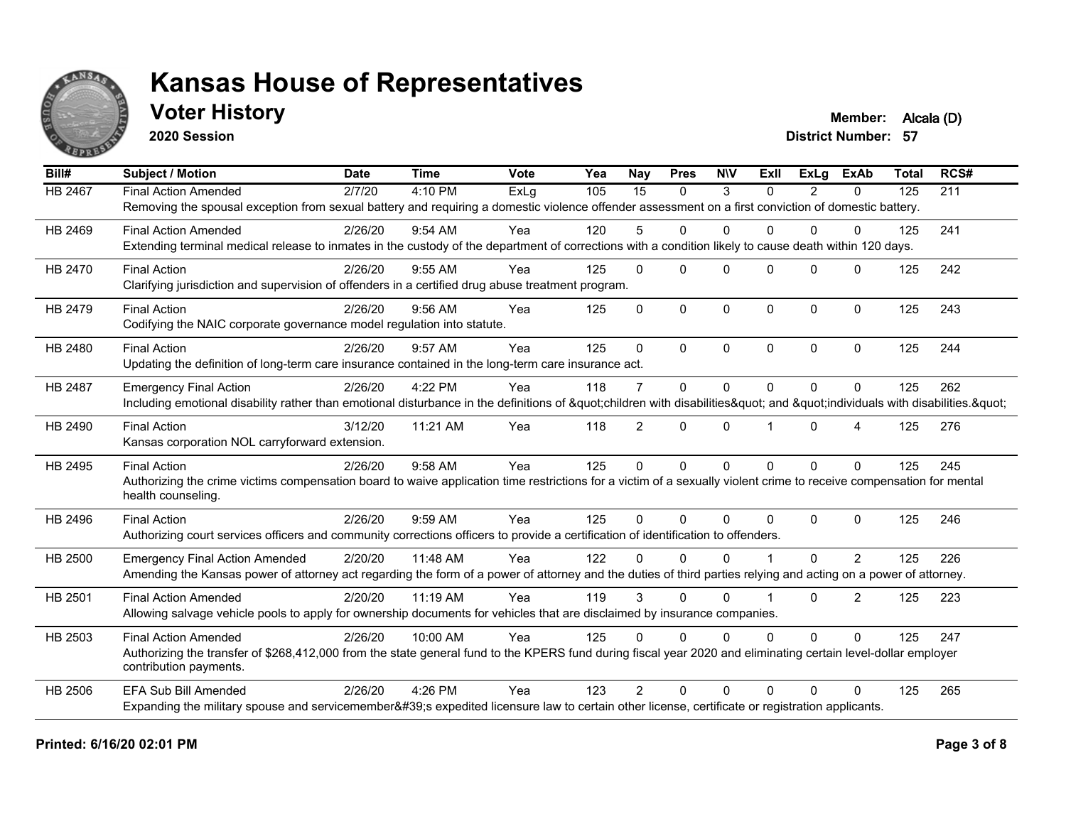# Kansas House of Representatives

## Voter History

**2020 Session**

**Member:** Alcala (D)
**District Number:** 57

| Bill# | Subject / Motion | Date | Time | Vote | Yea | Nay | Pres | N\V | ExII | ExLg | ExAb | Total | RCS# |
|---|---|---|---|---|---|---|---|---|---|---|---|---|---|
| HB 2467 | Final Action Amended | 2/7/20 | 4:10 PM | ExLg | 105 | 15 | 0 | 3 | 0 | 2 | 0 | 125 | 211 |
| | Removing the spousal exception from sexual battery and requiring a domestic violence offender assessment on a first conviction of domestic battery. | | | | | | | | | | | | |
| HB 2469 | Final Action Amended | 2/26/20 | 9:54 AM | Yea | 120 | 5 | 0 | 0 | 0 | 0 | 0 | 125 | 241 |
| | Extending terminal medical release to inmates in the custody of the department of corrections with a condition likely to cause death within 120 days. | | | | | | | | | | | | |
| HB 2470 | Final Action | 2/26/20 | 9:55 AM | Yea | 125 | 0 | 0 | 0 | 0 | 0 | 0 | 125 | 242 |
| | Clarifying jurisdiction and supervision of offenders in a certified drug abuse treatment program. | | | | | | | | | | | | |
| HB 2479 | Final Action | 2/26/20 | 9:56 AM | Yea | 125 | 0 | 0 | 0 | 0 | 0 | 0 | 125 | 243 |
| | Codifying the NAIC corporate governance model regulation into statute. | | | | | | | | | | | | |
| HB 2480 | Final Action | 2/26/20 | 9:57 AM | Yea | 125 | 0 | 0 | 0 | 0 | 0 | 0 | 125 | 244 |
| | Updating the definition of long-term care insurance contained in the long-term care insurance act. | | | | | | | | | | | | |
| HB 2487 | Emergency Final Action | 2/26/20 | 4:22 PM | Yea | 118 | 7 | 0 | 0 | 0 | 0 | 0 | 125 | 262 |
| | Including emotional disability rather than emotional disturbance in the definitions of &quot;children with disabilities&quot; and &quot;individuals with disabilities.&quot; | | | | | | | | | | | | |
| HB 2490 | Final Action | 3/12/20 | 11:21 AM | Yea | 118 | 2 | 0 | 0 | 1 | 0 | 4 | 125 | 276 |
| | Kansas corporation NOL carryforward extension. | | | | | | | | | | | | |
| HB 2495 | Final Action | 2/26/20 | 9:58 AM | Yea | 125 | 0 | 0 | 0 | 0 | 0 | 0 | 125 | 245 |
| | Authorizing the crime victims compensation board to waive application time restrictions for a victim of a sexually violent crime to receive compensation for mental health counseling. | | | | | | | | | | | | |
| HB 2496 | Final Action | 2/26/20 | 9:59 AM | Yea | 125 | 0 | 0 | 0 | 0 | 0 | 0 | 125 | 246 |
| | Authorizing court services officers and community corrections officers to provide a certification of identification to offenders. | | | | | | | | | | | | |
| HB 2500 | Emergency Final Action Amended | 2/20/20 | 11:48 AM | Yea | 122 | 0 | 0 | 0 | 1 | 0 | 2 | 125 | 226 |
| | Amending the Kansas power of attorney act regarding the form of a power of attorney and the duties of third parties relying and acting on a power of attorney. | | | | | | | | | | | | |
| HB 2501 | Final Action Amended | 2/20/20 | 11:19 AM | Yea | 119 | 3 | 0 | 0 | 1 | 0 | 2 | 125 | 223 |
| | Allowing salvage vehicle pools to apply for ownership documents for vehicles that are disclaimed by insurance companies. | | | | | | | | | | | | |
| HB 2503 | Final Action Amended | 2/26/20 | 10:00 AM | Yea | 125 | 0 | 0 | 0 | 0 | 0 | 0 | 125 | 247 |
| | Authorizing the transfer of $268,412,000 from the state general fund to the KPERS fund during fiscal year 2020 and eliminating certain level-dollar employer contribution payments. | | | | | | | | | | | | |
| HB 2506 | EFA Sub Bill Amended | 2/26/20 | 4:26 PM | Yea | 123 | 2 | 0 | 0 | 0 | 0 | 0 | 125 | 265 |
| | Expanding the military spouse and servicemember&#39;s expedited licensure law to certain other license, certificate or registration applicants. | | | | | | | | | | | | |

**Printed: 6/16/20 02:01 PM**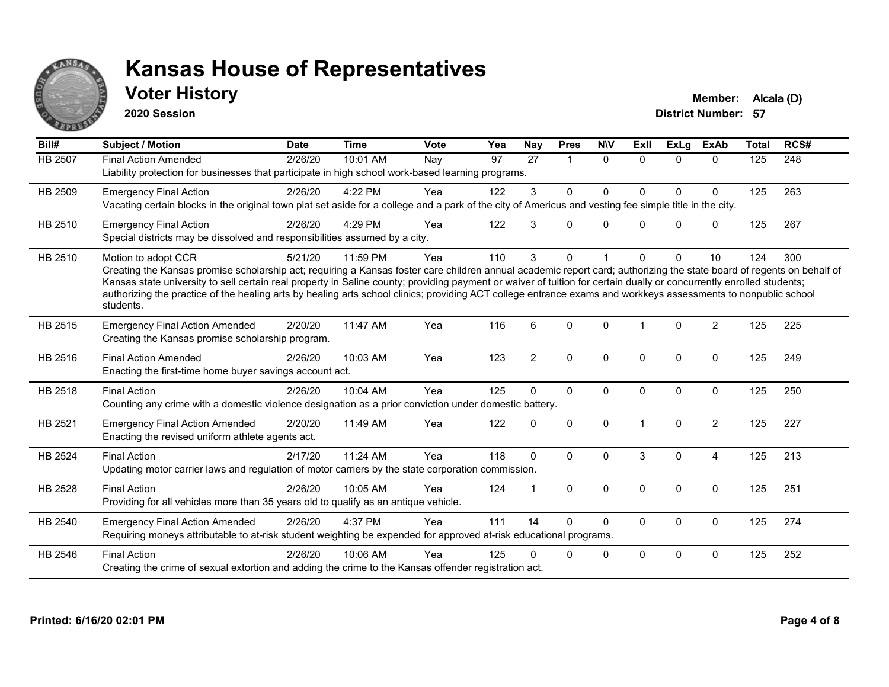# Kansas House of Representatives

## Voter History

**2020 Session**

**Member:** Alcala (D)
**District Number:** 57

| Bill# | Subject / Motion | Date | Time | Vote | Yea | Nay | Pres | N\V | ExII | ExLg | ExAb | Total | RCS# |
|---|---|---|---|---|---|---|---|---|---|---|---|---|---|
| HB 2507 | Final Action Amended | 2/26/20 | 10:01 AM | Nay | 97 | 27 | 1 | 0 | 0 | 0 | 0 | 125 | 248 |
| | Liability protection for businesses that participate in high school work-based learning programs. | | | | | | | | | | | | |
| HB 2509 | Emergency Final Action | 2/26/20 | 4:22 PM | Yea | 122 | 3 | 0 | 0 | 0 | 0 | 0 | 125 | 263 |
| | Vacating certain blocks in the original town plat set aside for a college and a park of the city of Americus and vesting fee simple title in the city. | | | | | | | | | | | | |
| HB 2510 | Emergency Final Action | 2/26/20 | 4:29 PM | Yea | 122 | 3 | 0 | 0 | 0 | 0 | 0 | 125 | 267 |
| | Special districts may be dissolved and responsibilities assumed by a city. | | | | | | | | | | | | |
| HB 2510 | Motion to adopt CCR | 5/21/20 | 11:59 PM | Yea | 110 | 3 | 0 | 1 | 0 | 0 | 10 | 124 | 300 |
| | Creating the Kansas promise scholarship act; requiring a Kansas foster care children annual academic report card; authorizing the state board of regents on behalf of Kansas state university to sell certain real property in Saline county; providing payment or waiver of tuition for certain dually or concurrently enrolled students; authorizing the practice of the healing arts by healing arts school clinics; providing ACT college entrance exams and workkeys assessments to nonpublic school students. | | | | | | | | | | | | |
| HB 2515 | Emergency Final Action Amended | 2/20/20 | 11:47 AM | Yea | 116 | 6 | 0 | 0 | 1 | 0 | 2 | 125 | 225 |
| | Creating the Kansas promise scholarship program. | | | | | | | | | | | | |
| HB 2516 | Final Action Amended | 2/26/20 | 10:03 AM | Yea | 123 | 2 | 0 | 0 | 0 | 0 | 0 | 125 | 249 |
| | Enacting the first-time home buyer savings account act. | | | | | | | | | | | | |
| HB 2518 | Final Action | 2/26/20 | 10:04 AM | Yea | 125 | 0 | 0 | 0 | 0 | 0 | 0 | 125 | 250 |
| | Counting any crime with a domestic violence designation as a prior conviction under domestic battery. | | | | | | | | | | | | |
| HB 2521 | Emergency Final Action Amended | 2/20/20 | 11:49 AM | Yea | 122 | 0 | 0 | 0 | 1 | 0 | 2 | 125 | 227 |
| | Enacting the revised uniform athlete agents act. | | | | | | | | | | | | |
| HB 2524 | Final Action | 2/17/20 | 11:24 AM | Yea | 118 | 0 | 0 | 0 | 3 | 0 | 4 | 125 | 213 |
| | Updating motor carrier laws and regulation of motor carriers by the state corporation commission. | | | | | | | | | | | | |
| HB 2528 | Final Action | 2/26/20 | 10:05 AM | Yea | 124 | 1 | 0 | 0 | 0 | 0 | 0 | 125 | 251 |
| | Providing for all vehicles more than 35 years old to qualify as an antique vehicle. | | | | | | | | | | | | |
| HB 2540 | Emergency Final Action Amended | 2/26/20 | 4:37 PM | Yea | 111 | 14 | 0 | 0 | 0 | 0 | 0 | 125 | 274 |
| | Requiring moneys attributable to at-risk student weighting be expended for approved at-risk educational programs. | | | | | | | | | | | | |
| HB 2546 | Final Action | 2/26/20 | 10:06 AM | Yea | 125 | 0 | 0 | 0 | 0 | 0 | 0 | 125 | 252 |
| | Creating the crime of sexual extortion and adding the crime to the Kansas offender registration act. | | | | | | | | | | | | |

**Printed: 6/16/20 02:01 PM**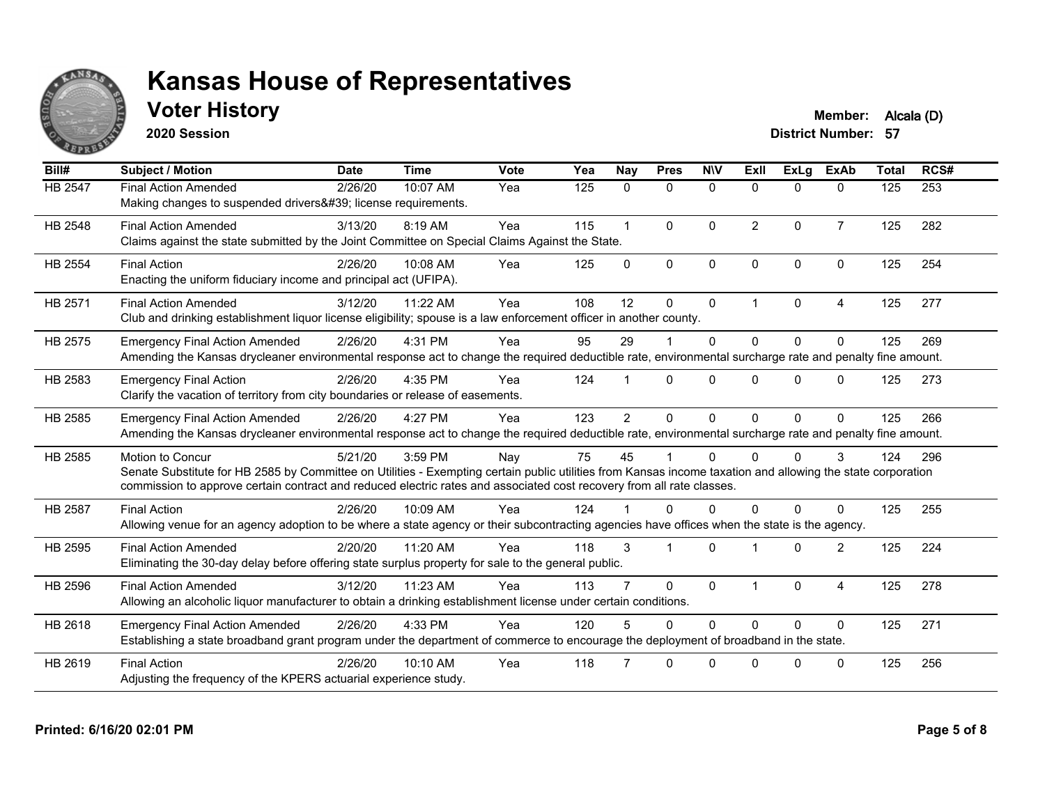# Kansas House of Representatives

## Voter History

**2020 Session**

**Member:** Alcala (D)
**District Number:** 57

| Bill# | Subject / Motion | Date | Time | Vote | Yea | Nay | Pres | N\V | ExII | ExLg | ExAb | Total | RCS# |
|---|---|---|---|---|---|---|---|---|---|---|---|---|---|
| HB 2547 | Final Action Amended | 2/26/20 | 10:07 AM | Yea | 125 | 0 | 0 | 0 | 0 | 0 | 0 | 125 | 253 |
| | Making changes to suspended drivers&#39; license requirements. | | | | | | | | | | | | |
| HB 2548 | Final Action Amended | 3/13/20 | 8:19 AM | Yea | 115 | 1 | 0 | 0 | 2 | 0 | 7 | 125 | 282 |
| | Claims against the state submitted by the Joint Committee on Special Claims Against the State. | | | | | | | | | | | | |
| HB 2554 | Final Action | 2/26/20 | 10:08 AM | Yea | 125 | 0 | 0 | 0 | 0 | 0 | 0 | 125 | 254 |
| | Enacting the uniform fiduciary income and principal act (UFIPA). | | | | | | | | | | | | |
| HB 2571 | Final Action Amended | 3/12/20 | 11:22 AM | Yea | 108 | 12 | 0 | 0 | 1 | 0 | 4 | 125 | 277 |
| | Club and drinking establishment liquor license eligibility; spouse is a law enforcement officer in another county. | | | | | | | | | | | | |
| HB 2575 | Emergency Final Action Amended | 2/26/20 | 4:31 PM | Yea | 95 | 29 | 1 | 0 | 0 | 0 | 0 | 125 | 269 |
| | Amending the Kansas drycleaner environmental response act to change the required deductible rate, environmental surcharge rate and penalty fine amount. | | | | | | | | | | | | |
| HB 2583 | Emergency Final Action | 2/26/20 | 4:35 PM | Yea | 124 | 1 | 0 | 0 | 0 | 0 | 0 | 125 | 273 |
| | Clarify the vacation of territory from city boundaries or release of easements. | | | | | | | | | | | | |
| HB 2585 | Emergency Final Action Amended | 2/26/20 | 4:27 PM | Yea | 123 | 2 | 0 | 0 | 0 | 0 | 0 | 125 | 266 |
| | Amending the Kansas drycleaner environmental response act to change the required deductible rate, environmental surcharge rate and penalty fine amount. | | | | | | | | | | | | |
| HB 2585 | Motion to Concur | 5/21/20 | 3:59 PM | Nay | 75 | 45 | 1 | 0 | 0 | 0 | 3 | 124 | 296 |
| | Senate Substitute for HB 2585 by Committee on Utilities - Exempting certain public utilities from Kansas income taxation and allowing the state corporation commission to approve certain contract and reduced electric rates and associated cost recovery from all rate classes. | | | | | | | | | | | | |
| HB 2587 | Final Action | 2/26/20 | 10:09 AM | Yea | 124 | 1 | 0 | 0 | 0 | 0 | 0 | 125 | 255 |
| | Allowing venue for an agency adoption to be where a state agency or their subcontracting agencies have offices when the state is the agency. | | | | | | | | | | | | |
| HB 2595 | Final Action Amended | 2/20/20 | 11:20 AM | Yea | 118 | 3 | 1 | 0 | 1 | 0 | 2 | 125 | 224 |
| | Eliminating the 30-day delay before offering state surplus property for sale to the general public. | | | | | | | | | | | | |
| HB 2596 | Final Action Amended | 3/12/20 | 11:23 AM | Yea | 113 | 7 | 0 | 0 | 1 | 0 | 4 | 125 | 278 |
| | Allowing an alcoholic liquor manufacturer to obtain a drinking establishment license under certain conditions. | | | | | | | | | | | | |
| HB 2618 | Emergency Final Action Amended | 2/26/20 | 4:33 PM | Yea | 120 | 5 | 0 | 0 | 0 | 0 | 0 | 125 | 271 |
| | Establishing a state broadband grant program under the department of commerce to encourage the deployment of broadband in the state. | | | | | | | | | | | | |
| HB 2619 | Final Action | 2/26/20 | 10:10 AM | Yea | 118 | 7 | 0 | 0 | 0 | 0 | 0 | 125 | 256 |
| | Adjusting the frequency of the KPERS actuarial experience study. | | | | | | | | | | | | |

**Printed: 6/16/20 02:01 PM**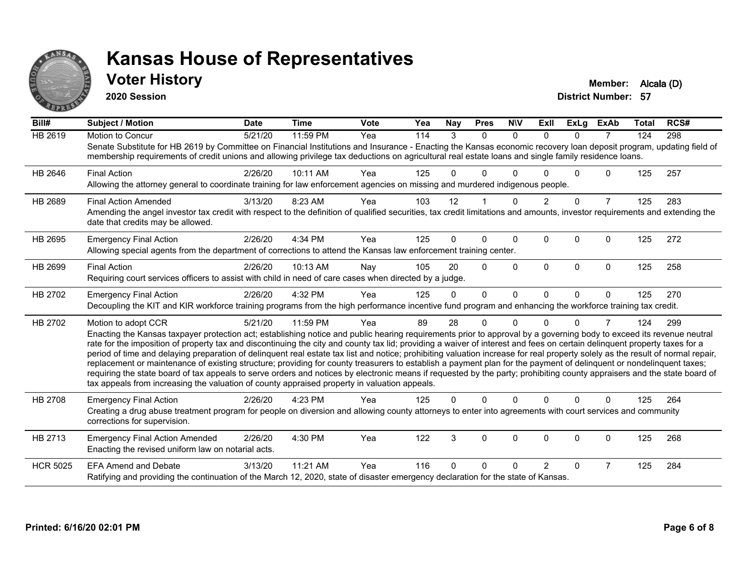# Kansas House of Representatives

## Voter History

**2020 Session**

**Member:** Alcala (D)

**District Number:** 57

| Bill# | Subject / Motion | Date | Time | Vote | Yea | Nay | Pres | N\V | ExII | ExLg | ExAb | Total | RCS# |
|---|---|---|---|---|---|---|---|---|---|---|---|---|---|
| HB 2619 | Motion to Concur | 5/21/20 | 11:59 PM | Yea | 114 | 3 | 0 | 0 | 0 | 0 | 7 | 124 | 298 |
| | Senate Substitute for HB 2619 by Committee on Financial Institutions and Insurance - Enacting the Kansas economic recovery loan deposit program, updating field of membership requirements of credit unions and allowing privilege tax deductions on agricultural real estate loans and single family residence loans. | | | | | | | | | | | | |
| HB 2646 | Final Action | 2/26/20 | 10:11 AM | Yea | 125 | 0 | 0 | 0 | 0 | 0 | 0 | 125 | 257 |
| | Allowing the attorney general to coordinate training for law enforcement agencies on missing and murdered indigenous people. | | | | | | | | | | | | |
| HB 2689 | Final Action Amended | 3/13/20 | 8:23 AM | Yea | 103 | 12 | 1 | 0 | 2 | 0 | 7 | 125 | 283 |
| | Amending the angel investor tax credit with respect to the definition of qualified securities, tax credit limitations and amounts, investor requirements and extending the date that credits may be allowed. | | | | | | | | | | | | |
| HB 2695 | Emergency Final Action | 2/26/20 | 4:34 PM | Yea | 125 | 0 | 0 | 0 | 0 | 0 | 0 | 125 | 272 |
| | Allowing special agents from the department of corrections to attend the Kansas law enforcement training center. | | | | | | | | | | | | |
| HB 2699 | Final Action | 2/26/20 | 10:13 AM | Nay | 105 | 20 | 0 | 0 | 0 | 0 | 0 | 125 | 258 |
| | Requiring court services officers to assist with child in need of care cases when directed by a judge. | | | | | | | | | | | | |
| HB 2702 | Emergency Final Action | 2/26/20 | 4:32 PM | Yea | 125 | 0 | 0 | 0 | 0 | 0 | 0 | 125 | 270 |
| | Decoupling the KIT and KIR workforce training programs from the high performance incentive fund program and enhancing the workforce training tax credit. | | | | | | | | | | | | |
| HB 2702 | Motion to adopt CCR | 5/21/20 | 11:59 PM | Yea | 89 | 28 | 0 | 0 | 0 | 0 | 7 | 124 | 299 |
| | Enacting the Kansas taxpayer protection act; establishing notice and public hearing requirements prior to approval by a governing body to exceed its revenue neutral rate for the imposition of property tax and discontinuing the city and county tax lid; providing a waiver of interest and fees on certain delinquent property taxes for a period of time and delaying preparation of delinquent real estate tax list and notice; prohibiting valuation increase for real property solely as the result of normal repair, replacement or maintenance of existing structure; providing for county treasurers to establish a payment plan for the payment of delinquent or nondelinquent taxes; requiring the state board of tax appeals to serve orders and notices by electronic means if requested by the party; prohibiting county appraisers and the state board of tax appeals from increasing the valuation of county appraised property in valuation appeals. | | | | | | | | | | | | |
| HB 2708 | Emergency Final Action | 2/26/20 | 4:23 PM | Yea | 125 | 0 | 0 | 0 | 0 | 0 | 0 | 125 | 264 |
| | Creating a drug abuse treatment program for people on diversion and allowing county attorneys to enter into agreements with court services and community corrections for supervision. | | | | | | | | | | | | |
| HB 2713 | Emergency Final Action Amended | 2/26/20 | 4:30 PM | Yea | 122 | 3 | 0 | 0 | 0 | 0 | 0 | 125 | 268 |
| | Enacting the revised uniform law on notarial acts. | | | | | | | | | | | | |
| HCR 5025 | EFA Amend and Debate | 3/13/20 | 11:21 AM | Yea | 116 | 0 | 0 | 0 | 2 | 0 | 7 | 125 | 284 |
| | Ratifying and providing the continuation of the March 12, 2020, state of disaster emergency declaration for the state of Kansas. | | | | | | | | | | | | |

**Printed: 6/16/20 02:01 PM**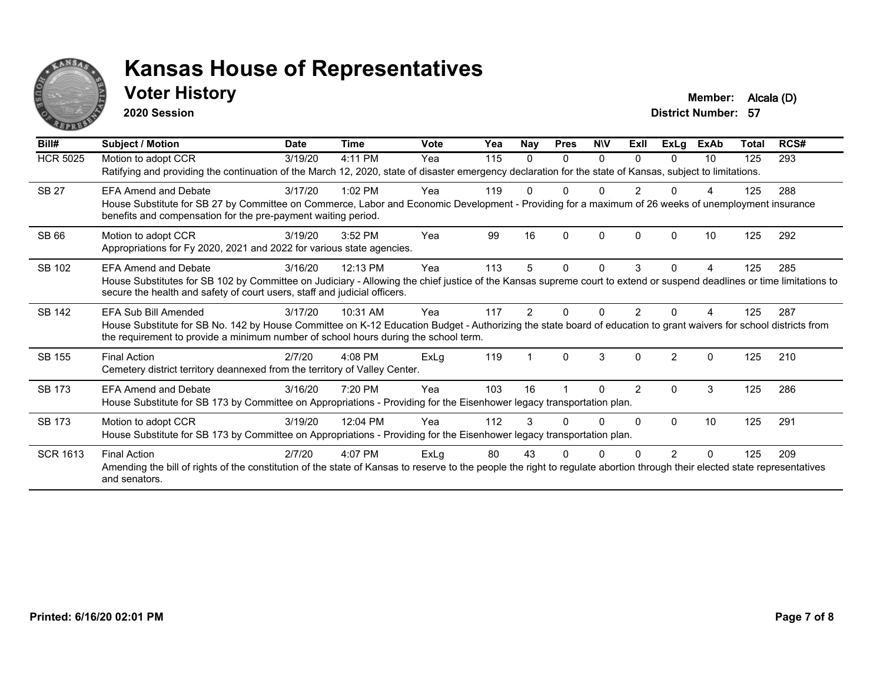# Kansas House of Representatives

## Voter History

**2020 Session**

**Member:** Alcala (D)
**District Number:** 57

| Bill# | Subject / Motion | Date | Time | Vote | Yea | Nay | Pres | N\V | ExII | ExLg | ExAb | Total | RCS# |
|---|---|---|---|---|---|---|---|---|---|---|---|---|---|
| HCR 5025 | Motion to adopt CCR | 3/19/20 | 4:11 PM | Yea | 115 | 0 | 0 | 0 | 0 | 0 | 10 | 125 | 293 |
| | Ratifying and providing the continuation of the March 12, 2020, state of disaster emergency declaration for the state of Kansas, subject to limitations. | | | | | | | | | | | | |
| SB 27 | EFA Amend and Debate | 3/17/20 | 1:02 PM | Yea | 119 | 0 | 0 | 0 | 2 | 0 | 4 | 125 | 288 |
| | House Substitute for SB 27 by Committee on Commerce, Labor and Economic Development - Providing for a maximum of 26 weeks of unemployment insurance benefits and compensation for the pre-payment waiting period. | | | | | | | | | | | | |
| SB 66 | Motion to adopt CCR | 3/19/20 | 3:52 PM | Yea | 99 | 16 | 0 | 0 | 0 | 0 | 10 | 125 | 292 |
| | Appropriations for Fy 2020, 2021 and 2022 for various state agencies. | | | | | | | | | | | | |
| SB 102 | EFA Amend and Debate | 3/16/20 | 12:13 PM | Yea | 113 | 5 | 0 | 0 | 3 | 0 | 4 | 125 | 285 |
| | House Substitutes for SB 102 by Committee on Judiciary - Allowing the chief justice of the Kansas supreme court to extend or suspend deadlines or time limitations to secure the health and safety of court users, staff and judicial officers. | | | | | | | | | | | | |
| SB 142 | EFA Sub Bill Amended | 3/17/20 | 10:31 AM | Yea | 117 | 2 | 0 | 0 | 2 | 0 | 4 | 125 | 287 |
| | House Substitute for SB No. 142 by House Committee on K-12 Education Budget - Authorizing the state board of education to grant waivers for school districts from the requirement to provide a minimum number of school hours during the school term. | | | | | | | | | | | | |
| SB 155 | Final Action | 2/7/20 | 4:08 PM | ExLg | 119 | 1 | 0 | 3 | 0 | 2 | 0 | 125 | 210 |
| | Cemetery district territory deannexed from the territory of Valley Center. | | | | | | | | | | | | |
| SB 173 | EFA Amend and Debate | 3/16/20 | 7:20 PM | Yea | 103 | 16 | 1 | 0 | 2 | 0 | 3 | 125 | 286 |
| | House Substitute for SB 173 by Committee on Appropriations - Providing for the Eisenhower legacy transportation plan. | | | | | | | | | | | | |
| SB 173 | Motion to adopt CCR | 3/19/20 | 12:04 PM | Yea | 112 | 3 | 0 | 0 | 0 | 0 | 10 | 125 | 291 |
| | House Substitute for SB 173 by Committee on Appropriations - Providing for the Eisenhower legacy transportation plan. | | | | | | | | | | | | |
| SCR 1613 | Final Action | 2/7/20 | 4:07 PM | ExLg | 80 | 43 | 0 | 0 | 0 | 2 | 0 | 125 | 209 |
| | Amending the bill of rights of the constitution of the state of Kansas to reserve to the people the right to regulate abortion through their elected state representatives and senators. | | | | | | | | | | | | |

Printed: 6/16/20 02:01 PM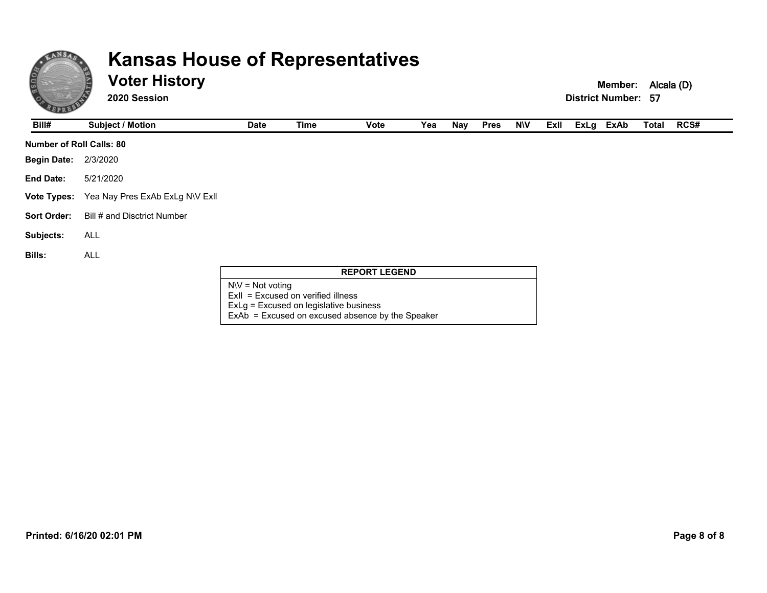# Kansas House of Representatives

## Voter History

**2020 Session**

**Member:** Alcala (D)
**District Number:** 57

| Bill# | Subject / Motion | Date | Time | Vote | Yea | Nay | Pres | N\V | ExII | ExLg | ExAb | Total | RCS# |
|---|---|---|---|---|---|---|---|---|---|---|---|---|---|

**Number of Roll Calls: 80**

**Begin Date:** 2/3/2020

**End Date:** 5/21/2020

**Vote Types:** Yea Nay Pres ExAb ExLg N\V ExII

**Sort Order:** Bill # and Disctrict Number

**Subjects:** ALL

**Bills:** ALL

**REPORT LEGEND**

N\V = Not voting
ExII = Excused on verified illness
ExLg = Excused on legislative business
ExAb = Excused on excused absence by the Speaker

**Printed: 6/16/20 02:01 PM**